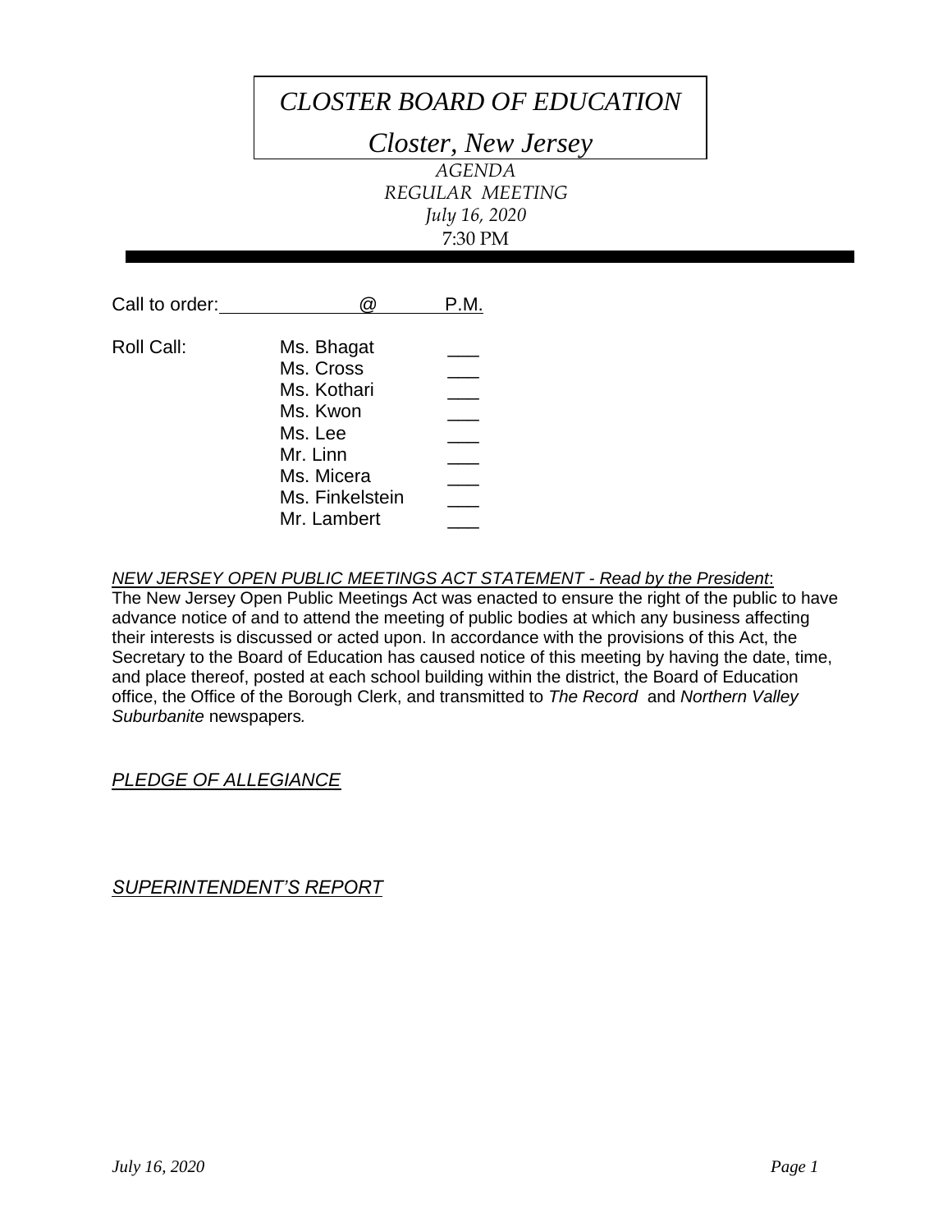# *CLOSTER BOARD OF EDUCATION*

## *Closter, New Jersey*

*AGENDA*
*REGULAR MEETING*
*July 16, 2020*
7:30 PM

---

Call to order: ______________ @ ______ P.M.

Roll Call:

| | |
|---|---|
| Ms. Bhagat | ___ |
| Ms. Cross | ___ |
| Ms. Kothari | ___ |
| Ms. Kwon | ___ |
| Ms. Lee | ___ |
| Mr. Linn | ___ |
| Ms. Micera | ___ |
| Ms. Finkelstein | ___ |
| Mr. Lambert | ___ |

*NEW JERSEY OPEN PUBLIC MEETINGS ACT STATEMENT - Read by the President*:
The New Jersey Open Public Meetings Act was enacted to ensure the right of the public to have advance notice of and to attend the meeting of public bodies at which any business affecting their interests is discussed or acted upon. In accordance with the provisions of this Act, the Secretary to the Board of Education has caused notice of this meeting by having the date, time, and place thereof, posted at each school building within the district, the Board of Education office, the Office of the Borough Clerk, and transmitted to *The Record* and *Northern Valley Suburbanite* newspapers.

*PLEDGE OF ALLEGIANCE*

*SUPERINTENDENT'S REPORT*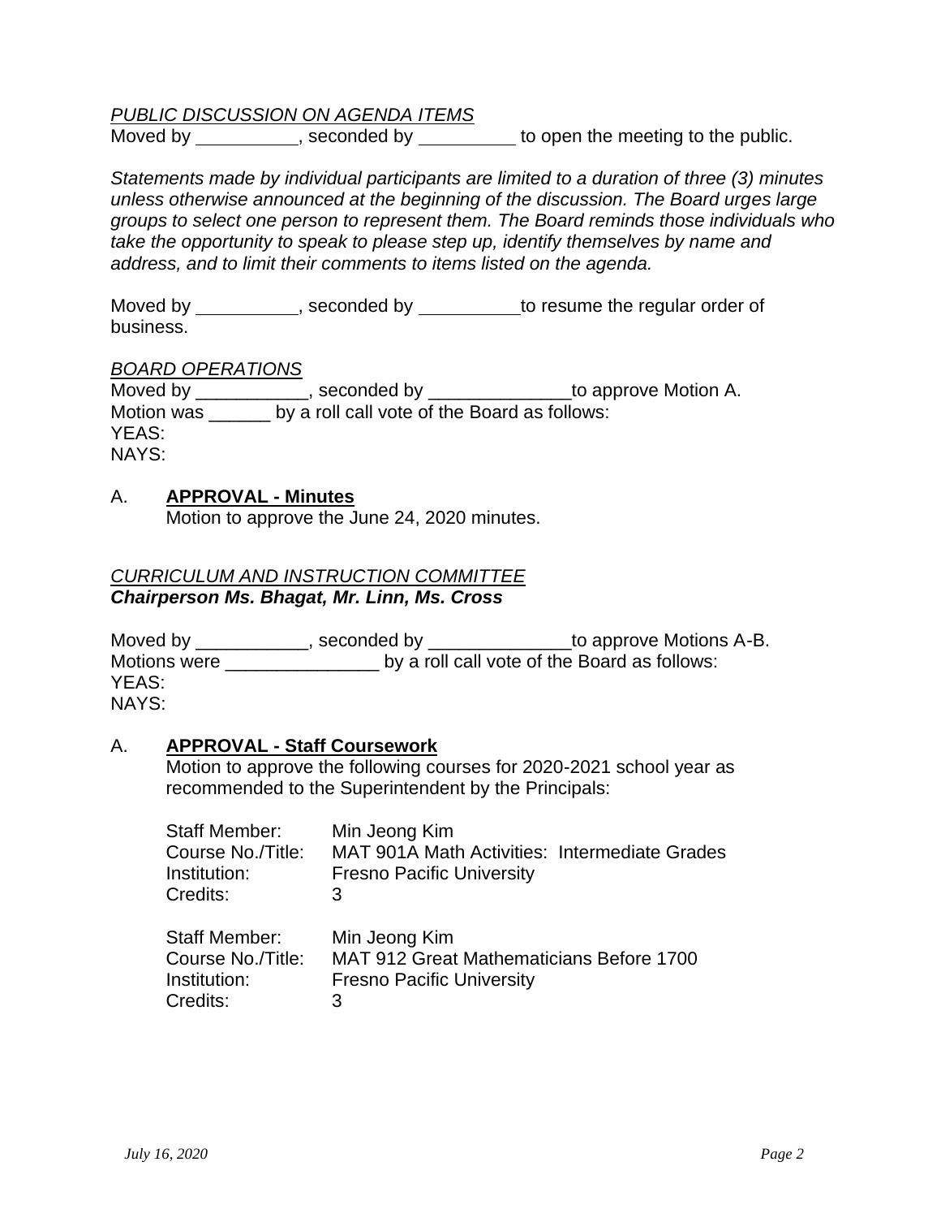*PUBLIC DISCUSSION ON AGENDA ITEMS*

Moved by __________, seconded by __________ to open the meeting to the public.

*Statements made by individual participants are limited to a duration of three (3) minutes unless otherwise announced at the beginning of the discussion. The Board urges large groups to select one person to represent them. The Board reminds those individuals who take the opportunity to speak to please step up, identify themselves by name and address, and to limit their comments to items listed on the agenda.*

Moved by __________, seconded by __________to resume the regular order of business.

*BOARD OPERATIONS*

Moved by ___________, seconded by ______________to approve Motion A.
Motion was ______ by a roll call vote of the Board as follows:
YEAS:
NAYS:

A. **APPROVAL - Minutes**
Motion to approve the June 24, 2020 minutes.

*CURRICULUM AND INSTRUCTION COMMITTEE*
***Chairperson Ms. Bhagat, Mr. Linn, Ms. Cross***

Moved by ___________, seconded by ______________to approve Motions A-B.
Motions were _______________ by a roll call vote of the Board as follows:
YEAS:
NAYS:

A. **APPROVAL - Staff Coursework**
Motion to approve the following courses for 2020-2021 school year as recommended to the Superintendent by the Principals:

Staff Member: Min Jeong Kim
Course No./Title: MAT 901A Math Activities: Intermediate Grades
Institution: Fresno Pacific University
Credits: 3

Staff Member: Min Jeong Kim
Course No./Title: MAT 912 Great Mathematicians Before 1700
Institution: Fresno Pacific University
Credits: 3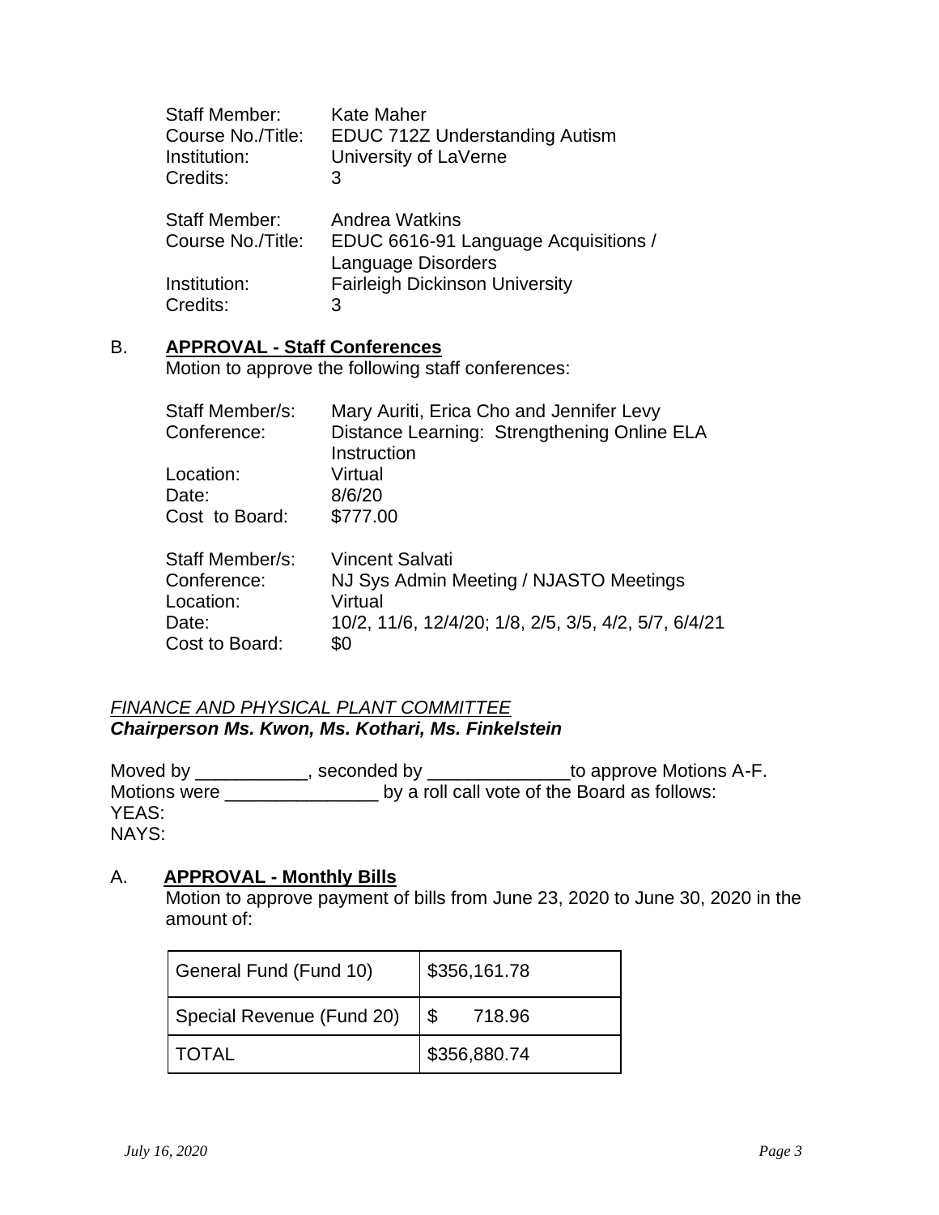Staff Member: Kate Maher
Course No./Title: EDUC 712Z Understanding Autism
Institution: University of LaVerne
Credits: 3

Staff Member: Andrea Watkins
Course No./Title: EDUC 6616-91 Language Acquisitions / Language Disorders
Institution: Fairleigh Dickinson University
Credits: 3

B. **APPROVAL - Staff Conferences**

Motion to approve the following staff conferences:

Staff Member/s: Mary Auriti, Erica Cho and Jennifer Levy
Conference: Distance Learning: Strengthening Online ELA Instruction
Location: Virtual
Date: 8/6/20
Cost to Board: $777.00

Staff Member/s: Vincent Salvati
Conference: NJ Sys Admin Meeting / NJASTO Meetings
Location: Virtual
Date: 10/2, 11/6, 12/4/20; 1/8, 2/5, 3/5, 4/2, 5/7, 6/4/21
Cost to Board: $0

*FINANCE AND PHYSICAL PLANT COMMITTEE*
***Chairperson Ms. Kwon, Ms. Kothari, Ms. Finkelstein***

Moved by ___________, seconded by ______________to approve Motions A-F.
Motions were _______________ by a roll call vote of the Board as follows:
YEAS:
NAYS:

A. **APPROVAL - Monthly Bills**

Motion to approve payment of bills from June 23, 2020 to June 30, 2020 in the amount of:

| | |
|---|---|
| General Fund (Fund 10) | $356,161.78 |
| Special Revenue (Fund 20) | $ 718.96 |
| TOTAL | $356,880.74 |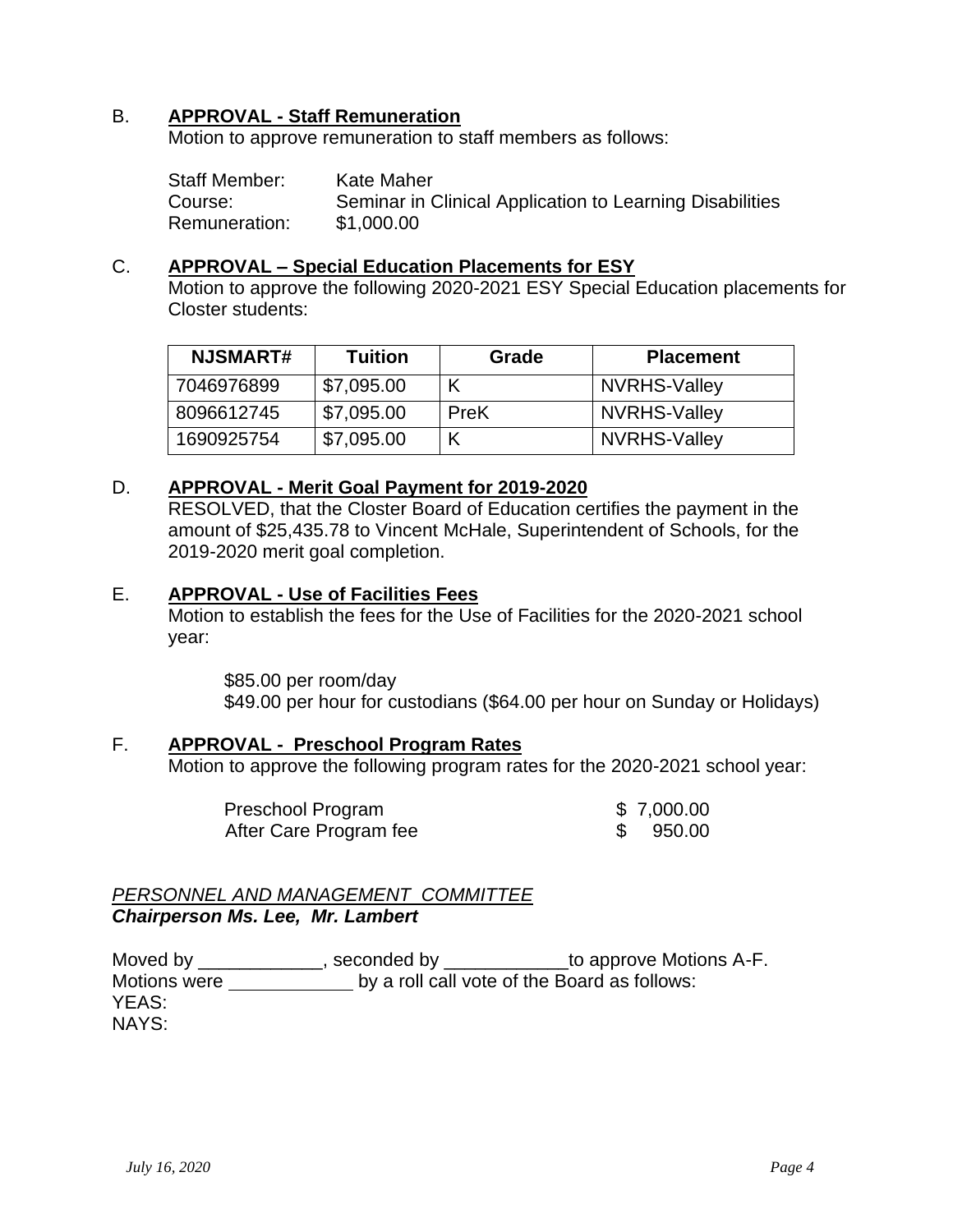B. **APPROVAL - Staff Remuneration**

Motion to approve remuneration to staff members as follows:

Staff Member: Kate Maher
Course: Seminar in Clinical Application to Learning Disabilities
Remuneration: $1,000.00

C. **APPROVAL – Special Education Placements for ESY**

Motion to approve the following 2020-2021 ESY Special Education placements for Closter students:

| NJSMART# | Tuition | Grade | Placement |
|---|---|---|---|
| 7046976899 | $7,095.00 | K | NVRHS-Valley |
| 8096612745 | $7,095.00 | PreK | NVRHS-Valley |
| 1690925754 | $7,095.00 | K | NVRHS-Valley |

D. **APPROVAL - Merit Goal Payment for 2019-2020**

RESOLVED, that the Closter Board of Education certifies the payment in the amount of $25,435.78 to Vincent McHale, Superintendent of Schools, for the 2019-2020 merit goal completion.

E. **APPROVAL - Use of Facilities Fees**

Motion to establish the fees for the Use of Facilities for the 2020-2021 school year:

$85.00 per room/day
$49.00 per hour for custodians ($64.00 per hour on Sunday or Holidays)

F. **APPROVAL - Preschool Program Rates**

Motion to approve the following program rates for the 2020-2021 school year:

Preschool Program $ 7,000.00
After Care Program fee $ 950.00

*PERSONNEL AND MANAGEMENT COMMITTEE*
***Chairperson Ms. Lee, Mr. Lambert***

Moved by ____________, seconded by ____________to approve Motions A-F.
Motions were ____________ by a roll call vote of the Board as follows:
YEAS:
NAYS: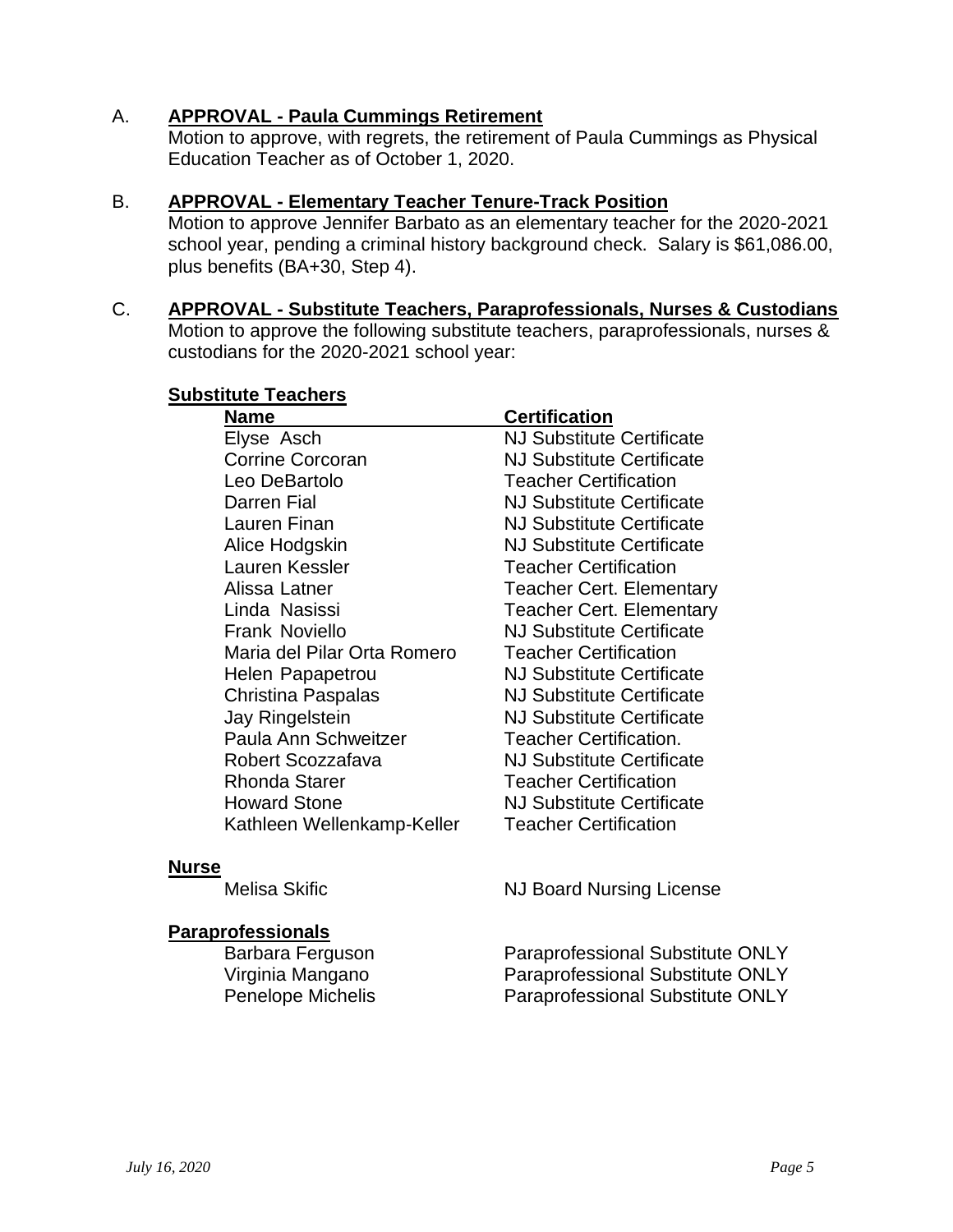A. **APPROVAL - Paula Cummings Retirement**
Motion to approve, with regrets, the retirement of Paula Cummings as Physical Education Teacher as of October 1, 2020.

B. **APPROVAL - Elementary Teacher Tenure-Track Position**
Motion to approve Jennifer Barbato as an elementary teacher for the 2020-2021 school year, pending a criminal history background check. Salary is $61,086.00, plus benefits (BA+30, Step 4).

C. **APPROVAL - Substitute Teachers, Paraprofessionals, Nurses & Custodians**
Motion to approve the following substitute teachers, paraprofessionals, nurses & custodians for the 2020-2021 school year:

**Substitute Teachers**

| Name | Certification |
|---|---|
| Elyse Asch | NJ Substitute Certificate |
| Corrine Corcoran | NJ Substitute Certificate |
| Leo DeBartolo | Teacher Certification |
| Darren Fial | NJ Substitute Certificate |
| Lauren Finan | NJ Substitute Certificate |
| Alice Hodgskin | NJ Substitute Certificate |
| Lauren Kessler | Teacher Certification |
| Alissa Latner | Teacher Cert. Elementary |
| Linda Nasissi | Teacher Cert. Elementary |
| Frank Noviello | NJ Substitute Certificate |
| Maria del Pilar Orta Romero | Teacher Certification |
| Helen Papapetrou | NJ Substitute Certificate |
| Christina Paspalas | NJ Substitute Certificate |
| Jay Ringelstein | NJ Substitute Certificate |
| Paula Ann Schweitzer | Teacher Certification. |
| Robert Scozzafava | NJ Substitute Certificate |
| Rhonda Starer | Teacher Certification |
| Howard Stone | NJ Substitute Certificate |
| Kathleen Wellenkamp-Keller | Teacher Certification |

**Nurse**

| | |
|---|---|
| Melisa Skific | NJ Board Nursing License |

**Paraprofessionals**

| | |
|---|---|
| Barbara Ferguson | Paraprofessional Substitute ONLY |
| Virginia Mangano | Paraprofessional Substitute ONLY |
| Penelope Michelis | Paraprofessional Substitute ONLY |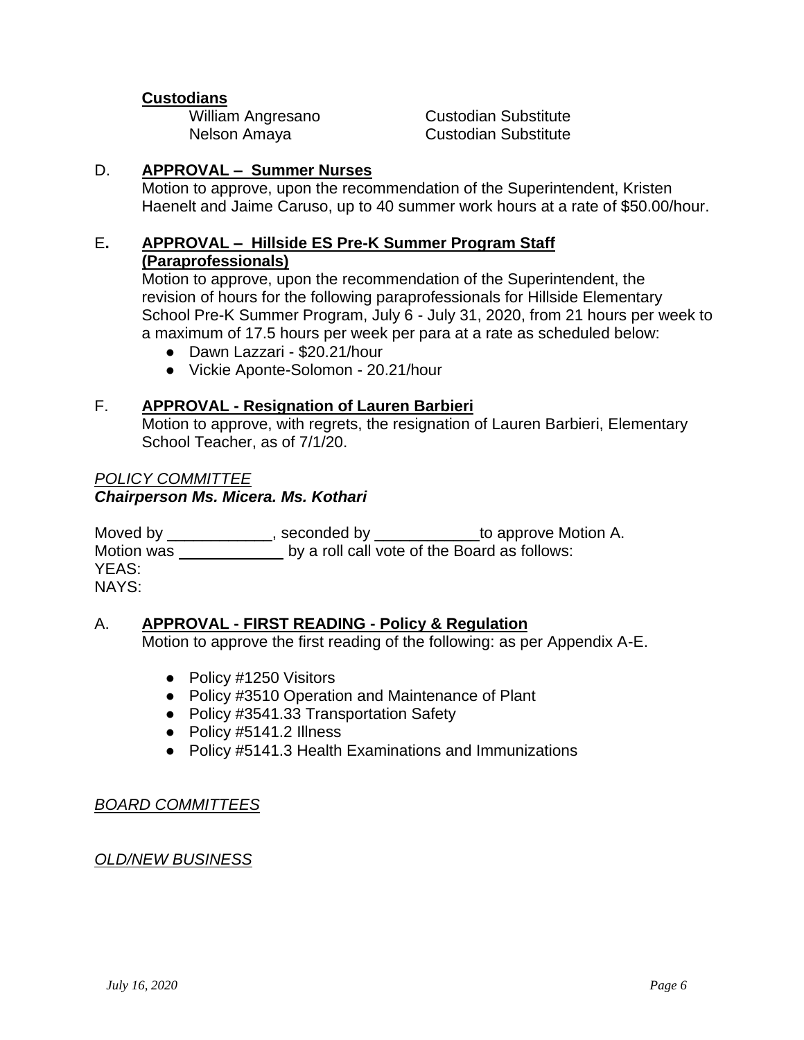**Custodians**

| | |
|---|---|
| William Angresano | Custodian Substitute |
| Nelson Amaya | Custodian Substitute |

D. **APPROVAL – Summer Nurses**

Motion to approve, upon the recommendation of the Superintendent, Kristen Haenelt and Jaime Caruso, up to 40 summer work hours at a rate of $50.00/hour.

E**.** **APPROVAL – Hillside ES Pre-K Summer Program Staff (Paraprofessionals)**

Motion to approve, upon the recommendation of the Superintendent, the revision of hours for the following paraprofessionals for Hillside Elementary School Pre-K Summer Program, July 6 - July 31, 2020, from 21 hours per week to a maximum of 17.5 hours per week per para at a rate as scheduled below:

- Dawn Lazzari - $20.21/hour
- Vickie Aponte-Solomon - 20.21/hour

F. **APPROVAL - Resignation of Lauren Barbieri**

Motion to approve, with regrets, the resignation of Lauren Barbieri, Elementary School Teacher, as of 7/1/20.

*POLICY COMMITTEE*

***Chairperson Ms. Micera. Ms. Kothari***

Moved by ____________, seconded by ____________to approve Motion A.
Motion was ____________ by a roll call vote of the Board as follows:
YEAS:
NAYS:

A. **APPROVAL - FIRST READING - Policy & Regulation**

Motion to approve the first reading of the following: as per Appendix A-E.

- Policy #1250 Visitors
- Policy #3510 Operation and Maintenance of Plant
- Policy #3541.33 Transportation Safety
- Policy #5141.2 Illness
- Policy #5141.3 Health Examinations and Immunizations

*BOARD COMMITTEES*

*OLD/NEW BUSINESS*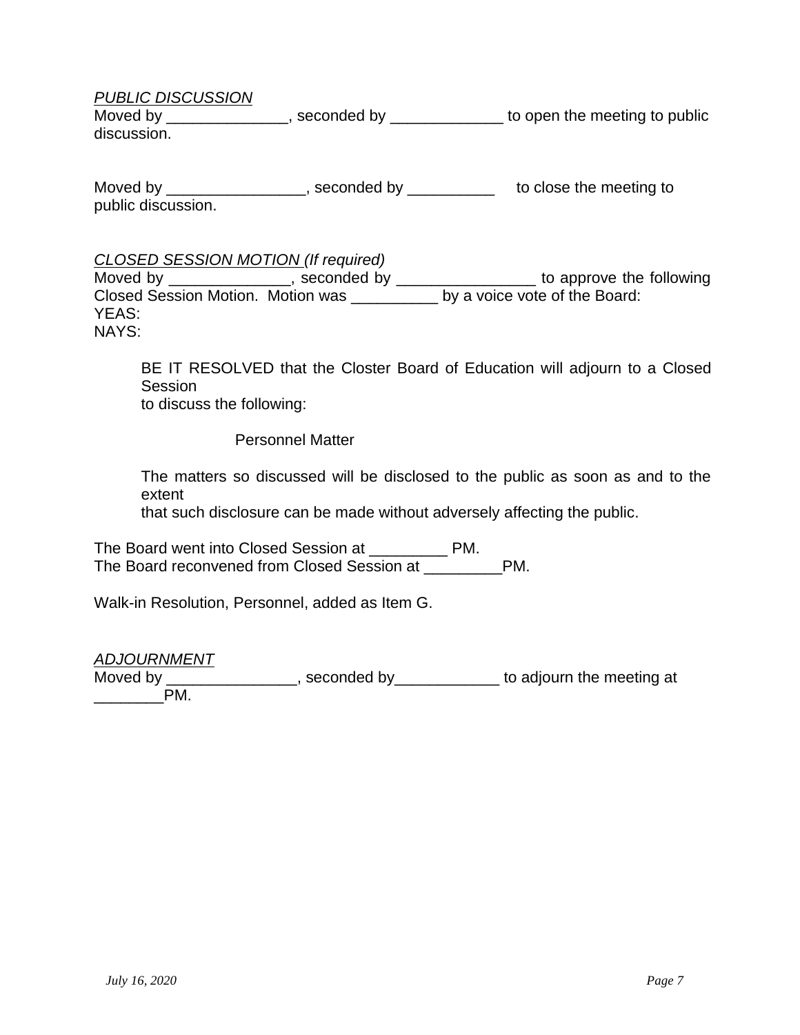*PUBLIC DISCUSSION*

Moved by ______________, seconded by _____________ to open the meeting to public discussion.

Moved by ________________, seconded by __________ to close the meeting to public discussion.

*CLOSED SESSION MOTION (If required)*

Moved by ______________, seconded by ________________ to approve the following Closed Session Motion. Motion was __________ by a voice vote of the Board:

YEAS:

NAYS:

> BE IT RESOLVED that the Closter Board of Education will adjourn to a Closed Session
> to discuss the following:
>
> Personnel Matter
>
> The matters so discussed will be disclosed to the public as soon as and to the extent
> that such disclosure can be made without adversely affecting the public.

The Board went into Closed Session at _________ PM.
The Board reconvened from Closed Session at _________PM.

Walk-in Resolution, Personnel, added as Item G.

*ADJOURNMENT*

Moved by _______________, seconded by____________ to adjourn the meeting at ________PM.